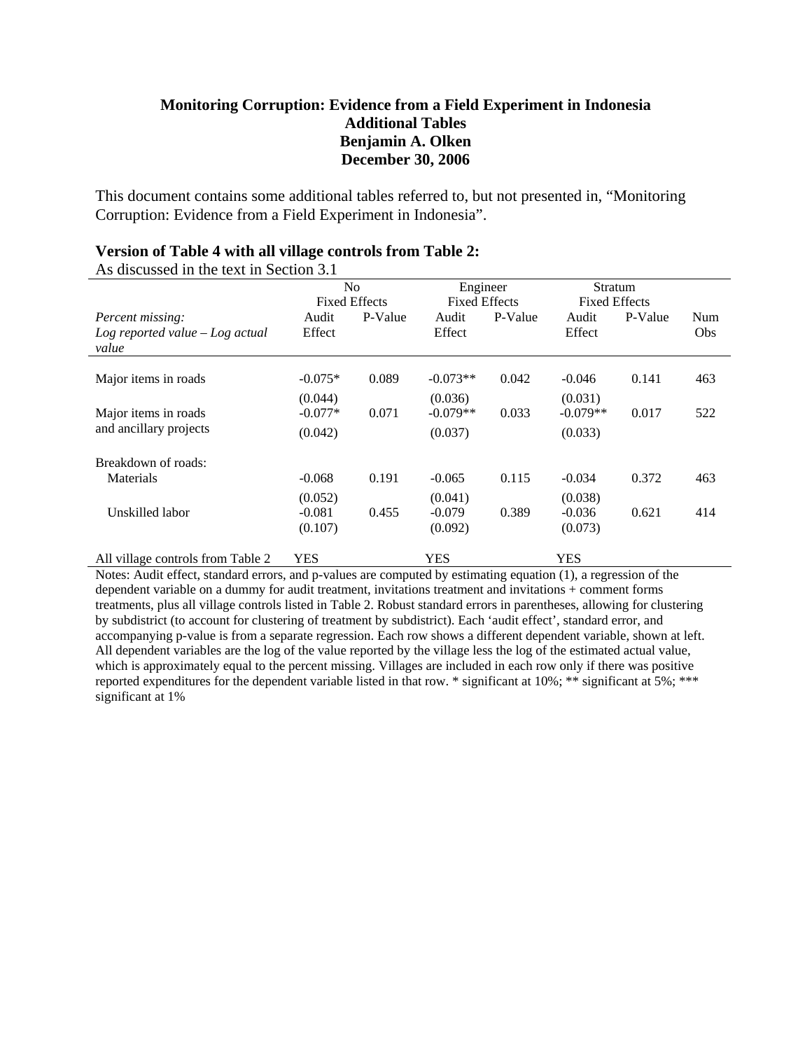# Monitoring Corruption: Evidence from a Field Experiment in Indonesia
## Additional Tables
## Benjamin A. Olken
## December 30, 2006

This document contains some additional tables referred to, but not presented in, "Monitoring Corruption: Evidence from a Field Experiment in Indonesia".

**Version of Table 4 with all village controls from Table 2:**

As discussed in the text in Section 3.1

| | No Fixed Effects | | Engineer Fixed Effects | | Stratum Fixed Effects | | |
|---|---|---|---|---|---|---|---|
| *Percent missing: Log reported value – Log actual value* | Audit Effect | P-Value | Audit Effect | P-Value | Audit Effect | P-Value | Num Obs |
| Major items in roads | -0.075* | 0.089 | -0.073** | 0.042 | -0.046 | 0.141 | 463 |
| | (0.044) | | (0.036) | | (0.031) | | |
| Major items in roads and ancillary projects | -0.077* | 0.071 | -0.079** | 0.033 | -0.079** | 0.017 | 522 |
| | (0.042) | | (0.037) | | (0.033) | | |
| Breakdown of roads: | | | | | | | |
| Materials | -0.068 | 0.191 | -0.065 | 0.115 | -0.034 | 0.372 | 463 |
| | (0.052) | | (0.041) | | (0.038) | | |
| Unskilled labor | -0.081 | 0.455 | -0.079 | 0.389 | -0.036 | 0.621 | 414 |
| | (0.107) | | (0.092) | | (0.073) | | |
| All village controls from Table 2 | YES | | YES | | YES | | |

Notes: Audit effect, standard errors, and p-values are computed by estimating equation (1), a regression of the dependent variable on a dummy for audit treatment, invitations treatment and invitations + comment forms treatments, plus all village controls listed in Table 2. Robust standard errors in parentheses, allowing for clustering by subdistrict (to account for clustering of treatment by subdistrict). Each 'audit effect', standard error, and accompanying p-value is from a separate regression. Each row shows a different dependent variable, shown at left. All dependent variables are the log of the value reported by the village less the log of the estimated actual value, which is approximately equal to the percent missing. Villages are included in each row only if there was positive reported expenditures for the dependent variable listed in that row. * significant at 10%; ** significant at 5%; *** significant at 1%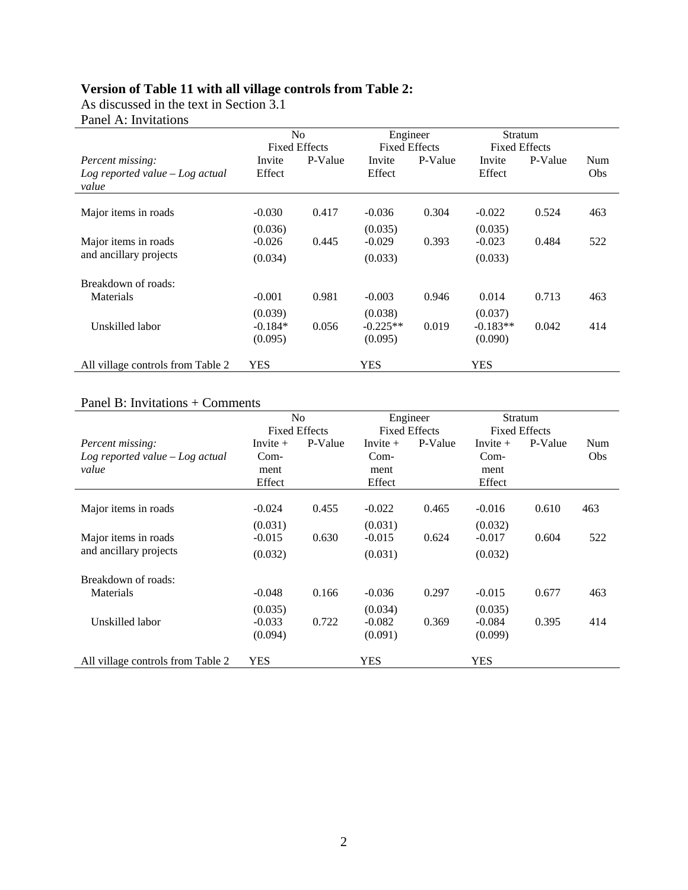**Version of Table 11 with all village controls from Table 2:**

As discussed in the text in Section 3.1

Panel A: Invitations

| | No Fixed Effects | | Engineer Fixed Effects | | Stratum Fixed Effects | | |
|---|---|---|---|---|---|---|---|
| *Percent missing: Log reported value – Log actual value* | Invite Effect | P-Value | Invite Effect | P-Value | Invite Effect | P-Value | Num Obs |
| Major items in roads | -0.030 | 0.417 | -0.036 | 0.304 | -0.022 | 0.524 | 463 |
| | (0.036) | | (0.035) | | (0.035) | | |
| Major items in roads and ancillary projects | -0.026 | 0.445 | -0.029 | 0.393 | -0.023 | 0.484 | 522 |
| | (0.034) | | (0.033) | | (0.033) | | |
| Breakdown of roads: | | | | | | | |
| Materials | -0.001 | 0.981 | -0.003 | 0.946 | 0.014 | 0.713 | 463 |
| | (0.039) | | (0.038) | | (0.037) | | |
| Unskilled labor | -0.184* | 0.056 | -0.225** | 0.019 | -0.183** | 0.042 | 414 |
| | (0.095) | | (0.095) | | (0.090) | | |
| All village controls from Table 2 | YES | | YES | | YES | | |

Panel B: Invitations + Comments

| | No Fixed Effects | | Engineer Fixed Effects | | Stratum Fixed Effects | | |
|---|---|---|---|---|---|---|---|
| *Percent missing: Log reported value – Log actual value* | Invite + Comment Effect | P-Value | Invite + Comment Effect | P-Value | Invite + Comment Effect | P-Value | Num Obs |
| Major items in roads | -0.024 | 0.455 | -0.022 | 0.465 | -0.016 | 0.610 | 463 |
| | (0.031) | | (0.031) | | (0.032) | | |
| Major items in roads and ancillary projects | -0.015 | 0.630 | -0.015 | 0.624 | -0.017 | 0.604 | 522 |
| | (0.032) | | (0.031) | | (0.032) | | |
| Breakdown of roads: | | | | | | | |
| Materials | -0.048 | 0.166 | -0.036 | 0.297 | -0.015 | 0.677 | 463 |
| | (0.035) | | (0.034) | | (0.035) | | |
| Unskilled labor | -0.033 | 0.722 | -0.082 | 0.369 | -0.084 | 0.395 | 414 |
| | (0.094) | | (0.091) | | (0.099) | | |
| All village controls from Table 2 | YES | | YES | | YES | | |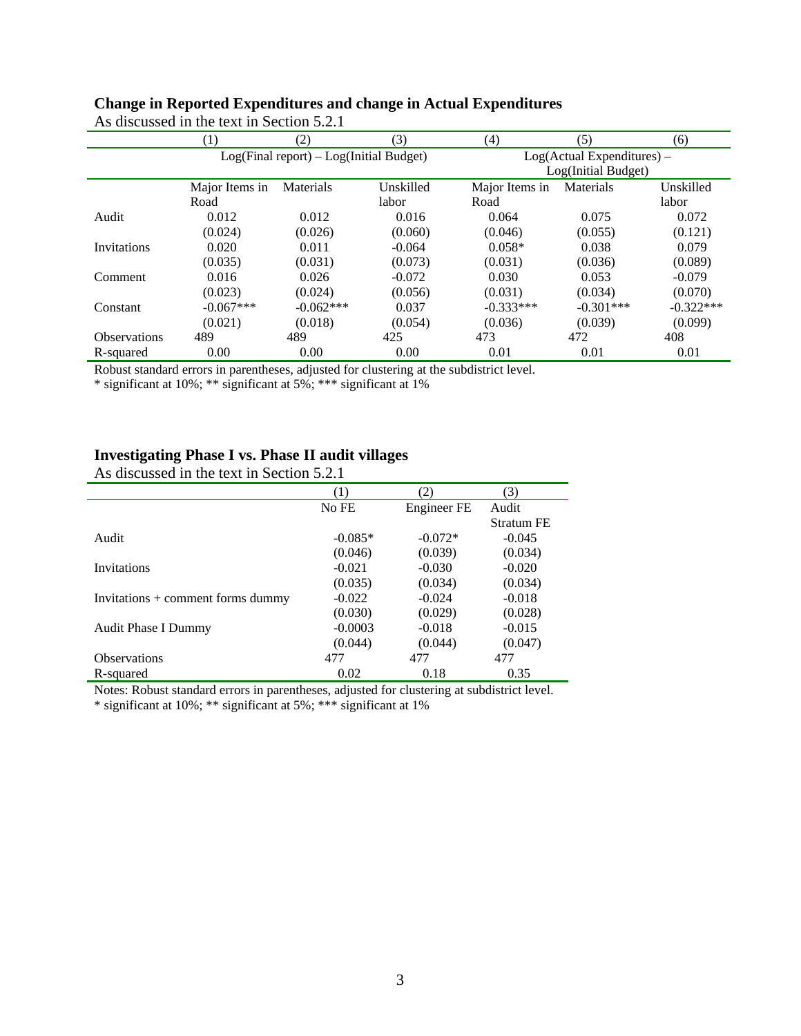**Change in Reported Expenditures and change in Actual Expenditures**

As discussed in the text in Section 5.2.1

| | (1) | (2) | (3) | (4) | (5) | (6) |
|---|---|---|---|---|---|---|
| | Log(Final report) – Log(Initial Budget) | | | Log(Actual Expenditures) – Log(Initial Budget) | | |
| | Major Items in Road | Materials | Unskilled labor | Major Items in Road | Materials | Unskilled labor |
| Audit | 0.012 | 0.012 | 0.016 | 0.064 | 0.075 | 0.072 |
| | (0.024) | (0.026) | (0.060) | (0.046) | (0.055) | (0.121) |
| Invitations | 0.020 | 0.011 | -0.064 | 0.058* | 0.038 | 0.079 |
| | (0.035) | (0.031) | (0.073) | (0.031) | (0.036) | (0.089) |
| Comment | 0.016 | 0.026 | -0.072 | 0.030 | 0.053 | -0.079 |
| | (0.023) | (0.024) | (0.056) | (0.031) | (0.034) | (0.070) |
| Constant | -0.067*** | -0.062*** | 0.037 | -0.333*** | -0.301*** | -0.322*** |
| | (0.021) | (0.018) | (0.054) | (0.036) | (0.039) | (0.099) |
| Observations | 489 | 489 | 425 | 473 | 472 | 408 |
| R-squared | 0.00 | 0.00 | 0.00 | 0.01 | 0.01 | 0.01 |

Robust standard errors in parentheses, adjusted for clustering at the subdistrict level.
* significant at 10%; ** significant at 5%; *** significant at 1%

**Investigating Phase I vs. Phase II audit villages**

As discussed in the text in Section 5.2.1

| | (1) | (2) | (3) |
|---|---|---|---|
| | No FE | Engineer FE | Audit Stratum FE |
| Audit | -0.085* | -0.072* | -0.045 |
| | (0.046) | (0.039) | (0.034) |
| Invitations | -0.021 | -0.030 | -0.020 |
| | (0.035) | (0.034) | (0.034) |
| Invitations + comment forms dummy | -0.022 | -0.024 | -0.018 |
| | (0.030) | (0.029) | (0.028) |
| Audit Phase I Dummy | -0.0003 | -0.018 | -0.015 |
| | (0.044) | (0.044) | (0.047) |
| Observations | 477 | 477 | 477 |
| R-squared | 0.02 | 0.18 | 0.35 |

Notes: Robust standard errors in parentheses, adjusted for clustering at subdistrict level.
* significant at 10%; ** significant at 5%; *** significant at 1%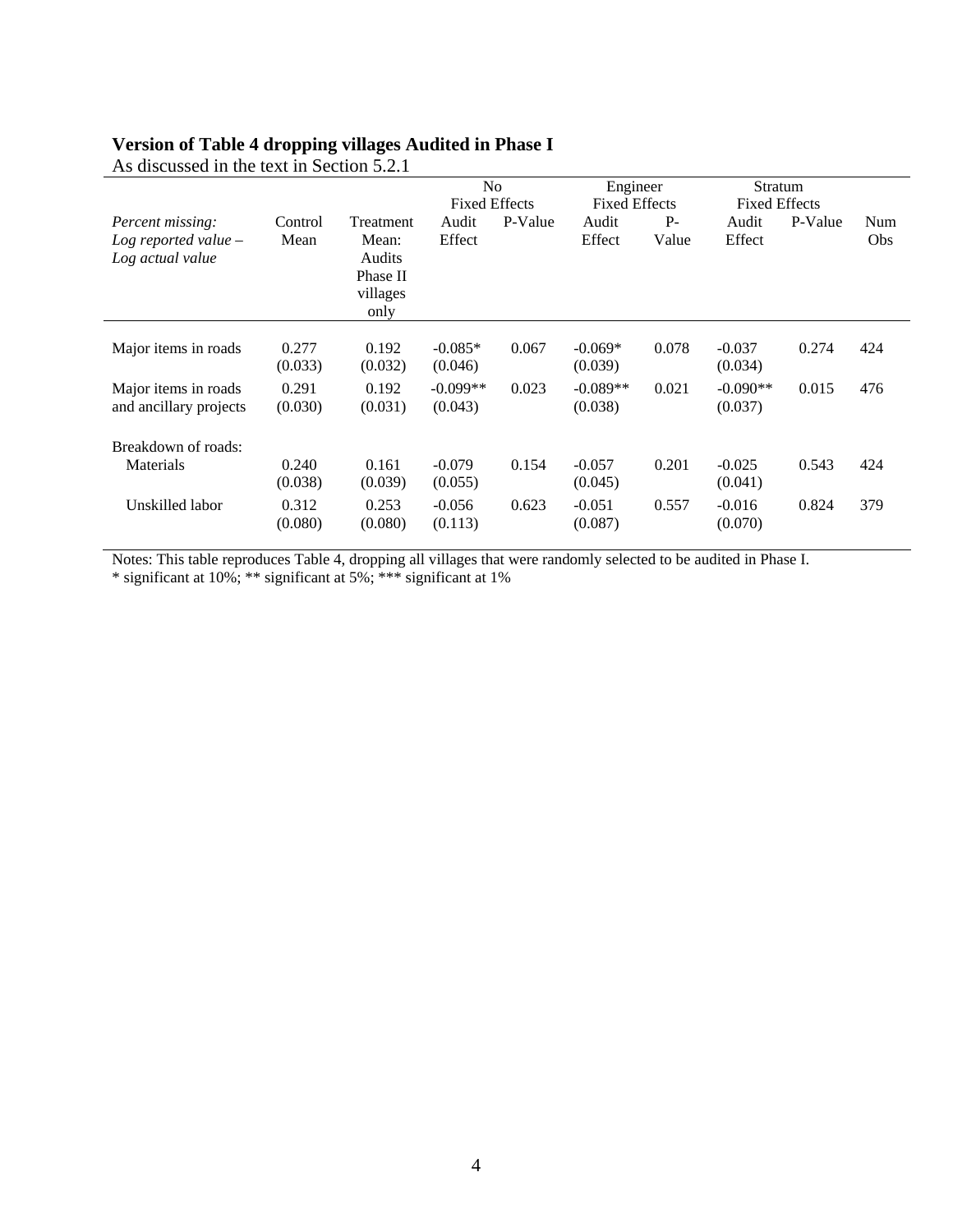**Version of Table 4 dropping villages Audited in Phase I**

As discussed in the text in Section 5.2.1

| | | | No Fixed Effects | | Engineer Fixed Effects | | Stratum Fixed Effects | | |
|---|---|---|---|---|---|---|---|---|---|
| *Percent missing: Log reported value – Log actual value* | Control Mean | Treatment Mean: Audits Phase II villages only | Audit Effect | P-Value | Audit Effect | P-Value | Audit Effect | P-Value | Num Obs |
| Major items in roads | 0.277 (0.033) | 0.192 (0.032) | -0.085* (0.046) | 0.067 | -0.069* (0.039) | 0.078 | -0.037 (0.034) | 0.274 | 424 |
| Major items in roads and ancillary projects | 0.291 (0.030) | 0.192 (0.031) | -0.099** (0.043) | 0.023 | -0.089** (0.038) | 0.021 | -0.090** (0.037) | 0.015 | 476 |
| Breakdown of roads: | | | | | | | | | |
| Materials | 0.240 (0.038) | 0.161 (0.039) | -0.079 (0.055) | 0.154 | -0.057 (0.045) | 0.201 | -0.025 (0.041) | 0.543 | 424 |
| Unskilled labor | 0.312 (0.080) | 0.253 (0.080) | -0.056 (0.113) | 0.623 | -0.051 (0.087) | 0.557 | -0.016 (0.070) | 0.824 | 379 |

Notes: This table reproduces Table 4, dropping all villages that were randomly selected to be audited in Phase I.
* significant at 10%; ** significant at 5%; *** significant at 1%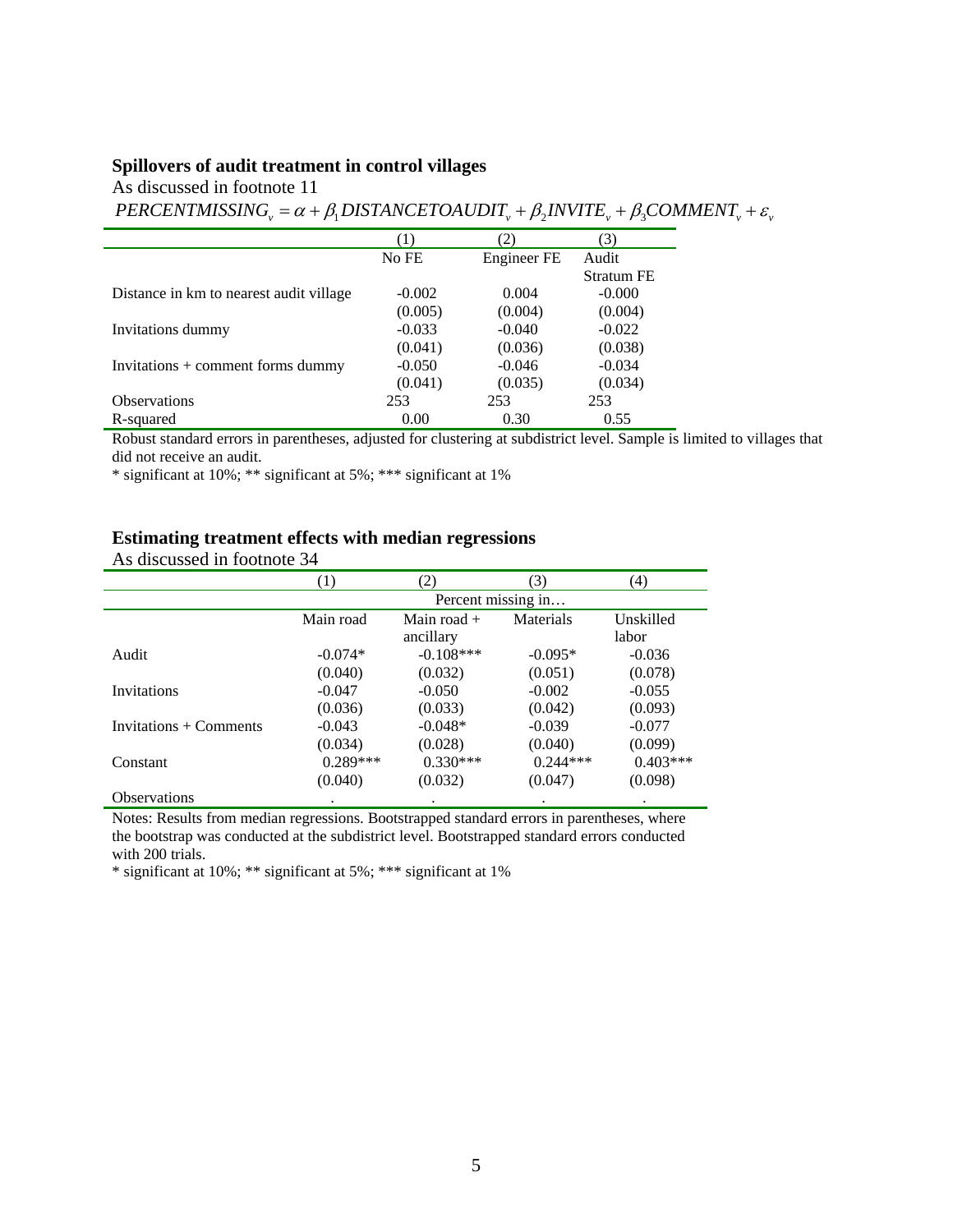**Spillovers of audit treatment in control villages**

As discussed in footnote 11

$$PERCENTMISSING_v = \alpha + \beta_1 DISTANCETOAUDIT_v + \beta_2 INVITE_v + \beta_3 COMMENT_v + \varepsilon_v$$

| | (1) | (2) | (3) |
|---|---|---|---|
| | No FE | Engineer FE | Audit Stratum FE |
| Distance in km to nearest audit village | -0.002 | 0.004 | -0.000 |
| | (0.005) | (0.004) | (0.004) |
| Invitations dummy | -0.033 | -0.040 | -0.022 |
| | (0.041) | (0.036) | (0.038) |
| Invitations + comment forms dummy | -0.050 | -0.046 | -0.034 |
| | (0.041) | (0.035) | (0.034) |
| Observations | 253 | 253 | 253 |
| R-squared | 0.00 | 0.30 | 0.55 |

Robust standard errors in parentheses, adjusted for clustering at subdistrict level. Sample is limited to villages that did not receive an audit.

* significant at 10%; ** significant at 5%; *** significant at 1%

**Estimating treatment effects with median regressions**

As discussed in footnote 34

| | (1) | (2) | (3) | (4) |
|---|---|---|---|---|
| | Percent missing in… | | | |
| | Main road | Main road + ancillary | Materials | Unskilled labor |
| Audit | -0.074* | -0.108*** | -0.095* | -0.036 |
| | (0.040) | (0.032) | (0.051) | (0.078) |
| Invitations | -0.047 | -0.050 | -0.002 | -0.055 |
| | (0.036) | (0.033) | (0.042) | (0.093) |
| Invitations + Comments | -0.043 | -0.048* | -0.039 | -0.077 |
| | (0.034) | (0.028) | (0.040) | (0.099) |
| Constant | 0.289*** | 0.330*** | 0.244*** | 0.403*** |
| | (0.040) | (0.032) | (0.047) | (0.098) |
| Observations | . | . | . | . |

Notes: Results from median regressions. Bootstrapped standard errors in parentheses, where the bootstrap was conducted at the subdistrict level. Bootstrapped standard errors conducted with 200 trials.

* significant at 10%; ** significant at 5%; *** significant at 1%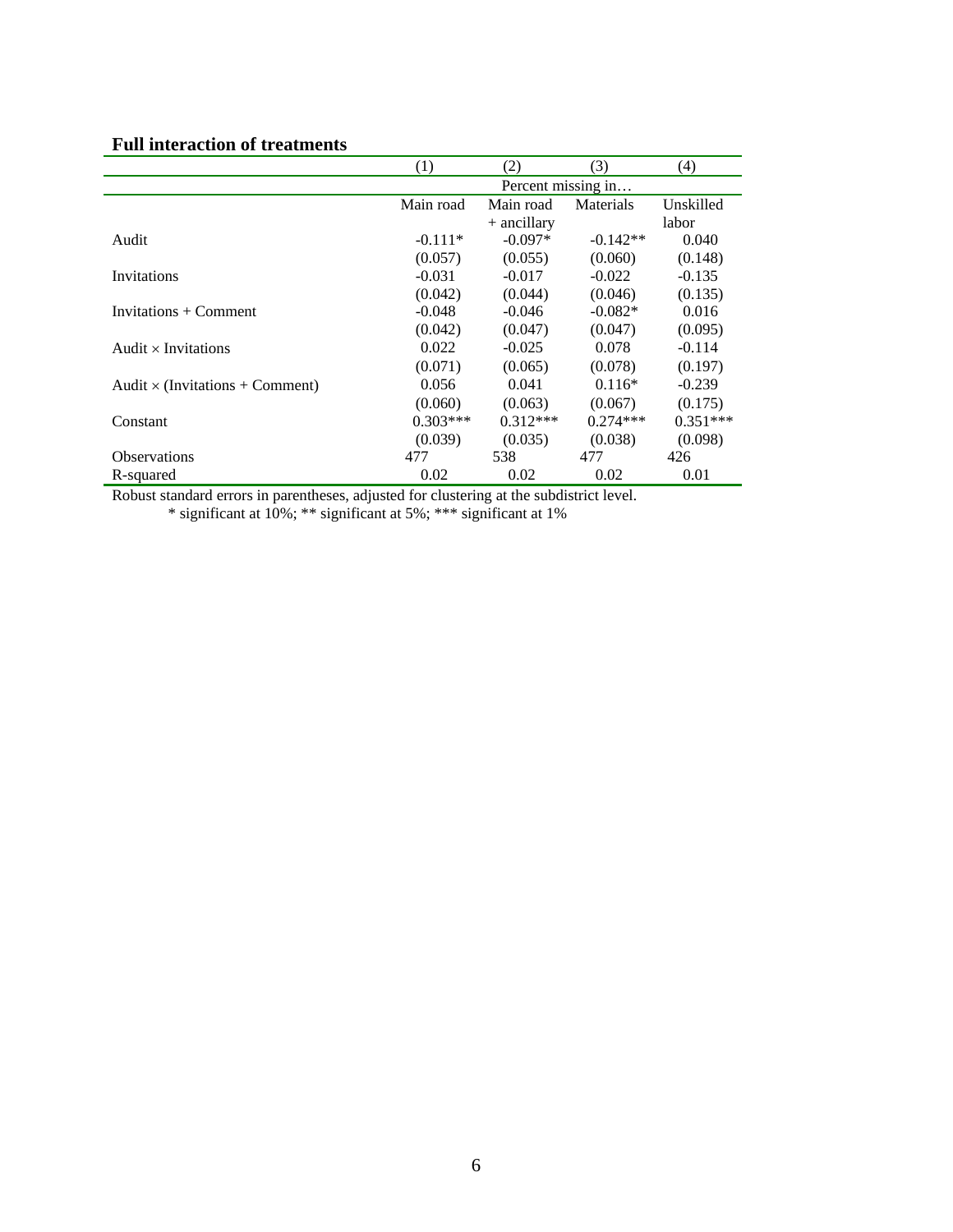### Full interaction of treatments

| | (1) | (2) | (3) | (4) |
|---|---|---|---|---|
| | Percent missing in… | | | |
| | Main road | Main road + ancillary | Materials | Unskilled labor |
| Audit | -0.111* | -0.097* | -0.142** | 0.040 |
| | (0.057) | (0.055) | (0.060) | (0.148) |
| Invitations | -0.031 | -0.017 | -0.022 | -0.135 |
| | (0.042) | (0.044) | (0.046) | (0.135) |
| Invitations + Comment | -0.048 | -0.046 | -0.082* | 0.016 |
| | (0.042) | (0.047) | (0.047) | (0.095) |
| Audit × Invitations | 0.022 | -0.025 | 0.078 | -0.114 |
| | (0.071) | (0.065) | (0.078) | (0.197) |
| Audit × (Invitations + Comment) | 0.056 | 0.041 | 0.116* | -0.239 |
| | (0.060) | (0.063) | (0.067) | (0.175) |
| Constant | 0.303*** | 0.312*** | 0.274*** | 0.351*** |
| | (0.039) | (0.035) | (0.038) | (0.098) |
| Observations | 477 | 538 | 477 | 426 |
| R-squared | 0.02 | 0.02 | 0.02 | 0.01 |

Robust standard errors in parentheses, adjusted for clustering at the subdistrict level.
* significant at 10%; ** significant at 5%; *** significant at 1%